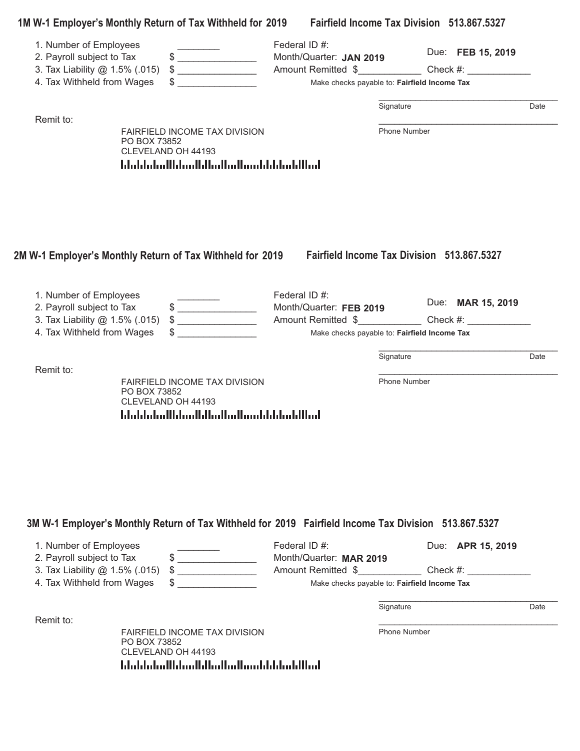## 1M W-1 Employer's Monthly Return of Tax Withheld for 2019 Fairfield Income Tax Division 513.867.5327

1. Number of Employees ________
2. Payroll subject to Tax $ _______________
3. Tax Liability @ 1.5% (.015) $ _______________
4. Tax Withheld from Wages $ _______________

Federal ID #:
Month/Quarter: **JAN 2019**
Due: **FEB 15, 2019**
Amount Remitted $____________ Check #: ____________

Make checks payable to: **Fairfield Income Tax**

____________________________________
Signature Date

____________________________________
Phone Number

Remit to:

FAIRFIELD INCOME TAX DIVISION
PO BOX 73852
CLEVELAND OH 44193

## 2M W-1 Employer's Monthly Return of Tax Withheld for 2019 Fairfield Income Tax Division 513.867.5327

1. Number of Employees ________
2. Payroll subject to Tax $ _______________
3. Tax Liability @ 1.5% (.015) $ _______________
4. Tax Withheld from Wages $ _______________

Federal ID #:
Month/Quarter: **FEB 2019**
Due: **MAR 15, 2019**
Amount Remitted $____________ Check #: ____________

Make checks payable to: **Fairfield Income Tax**

____________________________________
Signature Date

____________________________________
Phone Number

Remit to:

FAIRFIELD INCOME TAX DIVISION
PO BOX 73852
CLEVELAND OH 44193

## 3M W-1 Employer's Monthly Return of Tax Withheld for 2019 Fairfield Income Tax Division 513.867.5327

1. Number of Employees ________
2. Payroll subject to Tax $ _______________
3. Tax Liability @ 1.5% (.015) $ _______________
4. Tax Withheld from Wages $ _______________

Federal ID #:
Due: **APR 15, 2019**
Month/Quarter: **MAR 2019**
Amount Remitted $____________ Check #: ____________

Make checks payable to: **Fairfield Income Tax**

____________________________________
Signature Date

____________________________________
Phone Number

Remit to:

FAIRFIELD INCOME TAX DIVISION
PO BOX 73852
CLEVELAND OH 44193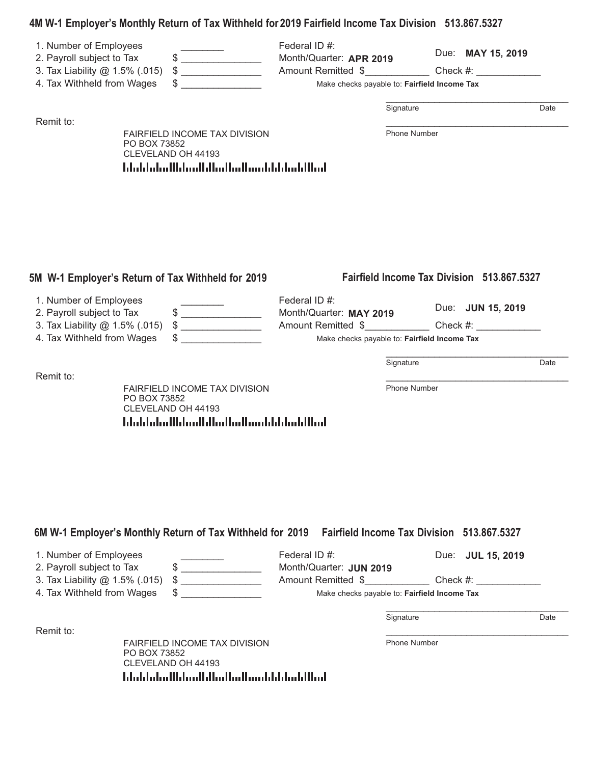## 4M W-1 Employer's Monthly Return of Tax Withheld for 2019 Fairfield Income Tax Division 513.867.5327

1. Number of Employees ________
2. Payroll subject to Tax $ _______________
3. Tax Liability @ 1.5% (.015) $ _______________
4. Tax Withheld from Wages $ _______________

Federal ID #:
Month/Quarter: **APR 2019**
Due: **MAY 15, 2019**
Amount Remitted $____________ Check #: ____________

Make checks payable to: **Fairfield Income Tax**

____________________________________
Signature Date

____________________________________
Phone Number

Remit to:

FAIRFIELD INCOME TAX DIVISION
PO BOX 73852
CLEVELAND OH 44193

## 5M W-1 Employer's Return of Tax Withheld for 2019 Fairfield Income Tax Division 513.867.5327

1. Number of Employees ________
2. Payroll subject to Tax $ _______________
3. Tax Liability @ 1.5% (.015) $ _______________
4. Tax Withheld from Wages $ _______________

Federal ID #:
Month/Quarter: **MAY 2019**
Due: **JUN 15, 2019**
Amount Remitted $____________ Check #: ____________

Make checks payable to: **Fairfield Income Tax**

____________________________________
Signature Date

____________________________________
Phone Number

Remit to:

FAIRFIELD INCOME TAX DIVISION
PO BOX 73852
CLEVELAND OH 44193

## 6M W-1 Employer's Monthly Return of Tax Withheld for 2019 Fairfield Income Tax Division 513.867.5327

1. Number of Employees ________
2. Payroll subject to Tax $ _______________
3. Tax Liability @ 1.5% (.015) $ _______________
4. Tax Withheld from Wages $ _______________

Federal ID #:
Due: **JUL 15, 2019**
Month/Quarter: **JUN 2019**
Amount Remitted $____________ Check #: ____________

Make checks payable to: **Fairfield Income Tax**

____________________________________
Signature Date

____________________________________
Phone Number

Remit to:

FAIRFIELD INCOME TAX DIVISION
PO BOX 73852
CLEVELAND OH 44193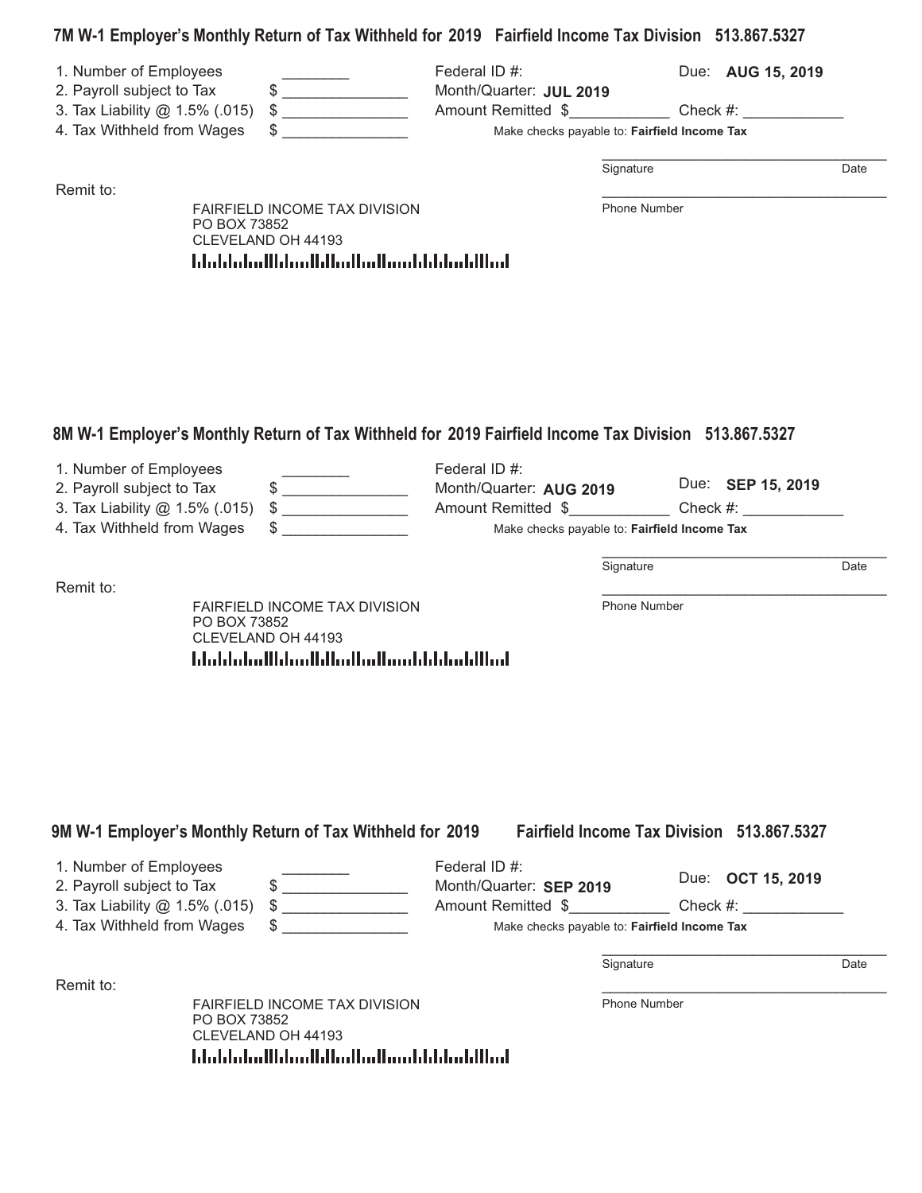## 7M W-1 Employer's Monthly Return of Tax Withheld for 2019 Fairfield Income Tax Division 513.867.5327

1. Number of Employees ________
2. Payroll subject to Tax $ _______________
3. Tax Liability @ 1.5% (.015) $ _______________
4. Tax Withheld from Wages $ _______________

Federal ID #:
Month/Quarter: **JUL 2019**
Due: **AUG 15, 2019**
Amount Remitted $____________ Check #: ____________

Make checks payable to: **Fairfield Income Tax**

_____________________________________
Signature Date

_____________________________________
Phone Number

Remit to:

FAIRFIELD INCOME TAX DIVISION
PO BOX 73852
CLEVELAND OH 44193

## 8M W-1 Employer's Monthly Return of Tax Withheld for 2019 Fairfield Income Tax Division 513.867.5327

1. Number of Employees ________
2. Payroll subject to Tax $ _______________
3. Tax Liability @ 1.5% (.015) $ _______________
4. Tax Withheld from Wages $ _______________

Federal ID #:
Month/Quarter: **AUG 2019**
Due: **SEP 15, 2019**
Amount Remitted $____________ Check #: ____________

Make checks payable to: **Fairfield Income Tax**

_____________________________________
Signature Date

_____________________________________
Phone Number

Remit to:

FAIRFIELD INCOME TAX DIVISION
PO BOX 73852
CLEVELAND OH 44193

## 9M W-1 Employer's Monthly Return of Tax Withheld for 2019 Fairfield Income Tax Division 513.867.5327

1. Number of Employees ________
2. Payroll subject to Tax $ _______________
3. Tax Liability @ 1.5% (.015) $ _______________
4. Tax Withheld from Wages $ _______________

Federal ID #:
Month/Quarter: **SEP 2019**
Due: **OCT 15, 2019**
Amount Remitted $____________ Check #: ____________

Make checks payable to: **Fairfield Income Tax**

_____________________________________
Signature Date

_____________________________________
Phone Number

Remit to:

FAIRFIELD INCOME TAX DIVISION
PO BOX 73852
CLEVELAND OH 44193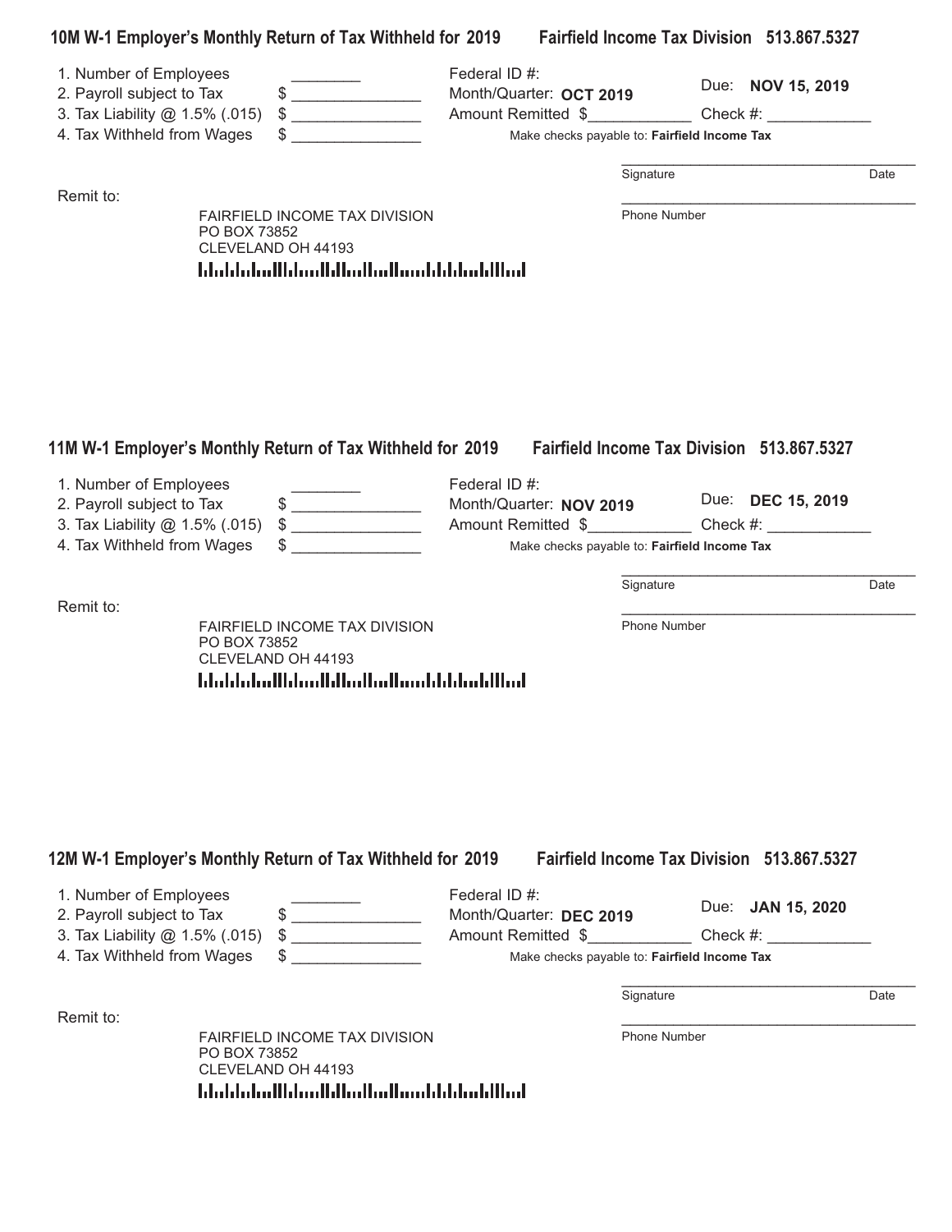## 10M W-1 Employer's Monthly Return of Tax Withheld for 2019 — Fairfield Income Tax Division 513.867.5327

1. Number of Employees ________
2. Payroll subject to Tax $ _______________
3. Tax Liability @ 1.5% (.015) $ _______________
4. Tax Withheld from Wages $ _______________

Federal ID #:
Month/Quarter: **OCT 2019**
Due: **NOV 15, 2019**
Amount Remitted $____________ Check #: ____________
Make checks payable to: **Fairfield Income Tax**

____________________________________
Signature Date

____________________________________
Phone Number

Remit to:

FAIRFIELD INCOME TAX DIVISION
PO BOX 73852
CLEVELAND OH 44193

## 11M W-1 Employer's Monthly Return of Tax Withheld for 2019 — Fairfield Income Tax Division 513.867.5327

1. Number of Employees ________
2. Payroll subject to Tax $ _______________
3. Tax Liability @ 1.5% (.015) $ _______________
4. Tax Withheld from Wages $ _______________

Federal ID #:
Month/Quarter: **NOV 2019**
Due: **DEC 15, 2019**
Amount Remitted $____________ Check #: ____________
Make checks payable to: **Fairfield Income Tax**

____________________________________
Signature Date

____________________________________
Phone Number

Remit to:

FAIRFIELD INCOME TAX DIVISION
PO BOX 73852
CLEVELAND OH 44193

## 12M W-1 Employer's Monthly Return of Tax Withheld for 2019 — Fairfield Income Tax Division 513.867.5327

1. Number of Employees ________
2. Payroll subject to Tax $ _______________
3. Tax Liability @ 1.5% (.015) $ _______________
4. Tax Withheld from Wages $ _______________

Federal ID #:
Month/Quarter: **DEC 2019**
Due: **JAN 15, 2020**
Amount Remitted $____________ Check #: ____________
Make checks payable to: **Fairfield Income Tax**

____________________________________
Signature Date

____________________________________
Phone Number

Remit to:

FAIRFIELD INCOME TAX DIVISION
PO BOX 73852
CLEVELAND OH 44193